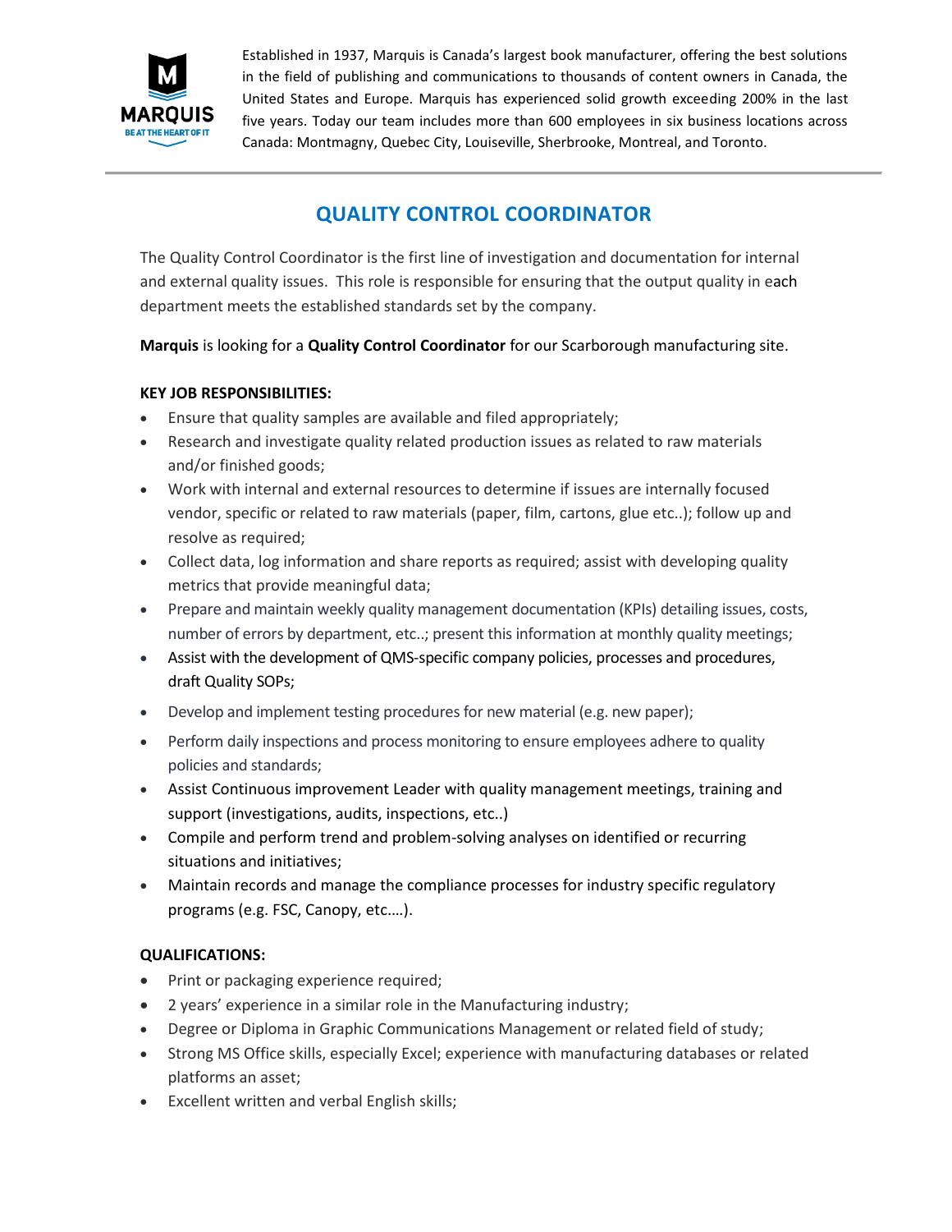Established in 1937, Marquis is Canada's largest book manufacturer, offering the best solutions in the field of publishing and communications to thousands of content owners in Canada, the United States and Europe. Marquis has experienced solid growth exceeding 200% in the last five years. Today our team includes more than 600 employees in six business locations across Canada: Montmagny, Quebec City, Louiseville, Sherbrooke, Montreal, and Toronto.

# QUALITY CONTROL COORDINATOR

The Quality Control Coordinator is the first line of investigation and documentation for internal and external quality issues. This role is responsible for ensuring that the output quality in each department meets the established standards set by the company.

**Marquis** is looking for a **Quality Control Coordinator** for our Scarborough manufacturing site.

**KEY JOB RESPONSIBILITIES:**

- Ensure that quality samples are available and filed appropriately;
- Research and investigate quality related production issues as related to raw materials and/or finished goods;
- Work with internal and external resources to determine if issues are internally focused vendor, specific or related to raw materials (paper, film, cartons, glue etc..); follow up and resolve as required;
- Collect data, log information and share reports as required; assist with developing quality metrics that provide meaningful data;
- Prepare and maintain weekly quality management documentation (KPIs) detailing issues, costs, number of errors by department, etc..; present this information at monthly quality meetings;
- Assist with the development of QMS-specific company policies, processes and procedures, draft Quality SOPs;
- Develop and implement testing procedures for new material (e.g. new paper);
- Perform daily inspections and process monitoring to ensure employees adhere to quality policies and standards;
- Assist Continuous improvement Leader with quality management meetings, training and support (investigations, audits, inspections, etc..)
- Compile and perform trend and problem-solving analyses on identified or recurring situations and initiatives;
- Maintain records and manage the compliance processes for industry specific regulatory programs (e.g. FSC, Canopy, etc.…).

**QUALIFICATIONS:**

- Print or packaging experience required;
- 2 years' experience in a similar role in the Manufacturing industry;
- Degree or Diploma in Graphic Communications Management or related field of study;
- Strong MS Office skills, especially Excel; experience with manufacturing databases or related platforms an asset;
- Excellent written and verbal English skills;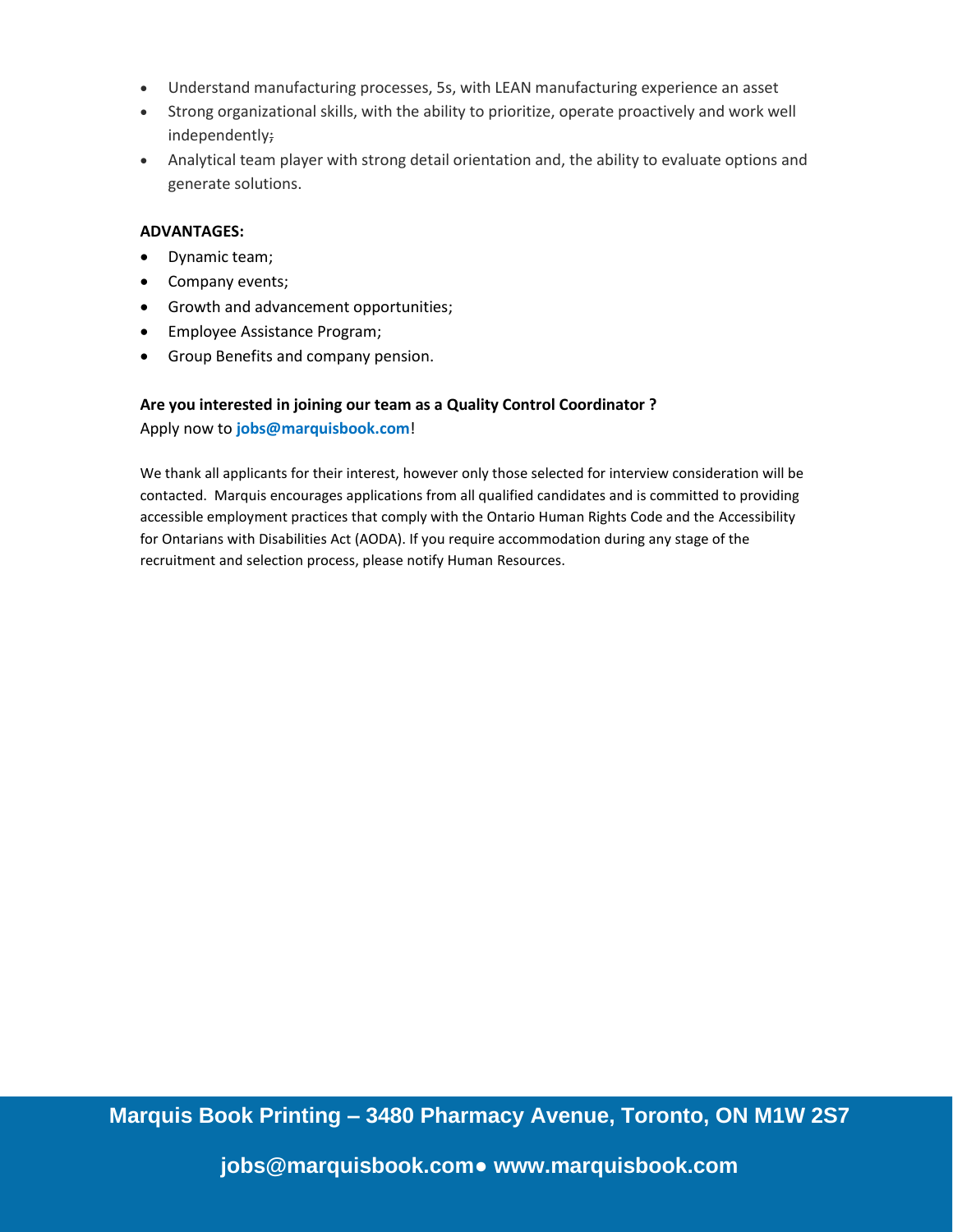- Understand manufacturing processes, 5s, with LEAN manufacturing experience an asset
- Strong organizational skills, with the ability to prioritize, operate proactively and work well independently;
- Analytical team player with strong detail orientation and, the ability to evaluate options and generate solutions.

**ADVANTAGES:**

- Dynamic team;
- Company events;
- Growth and advancement opportunities;
- Employee Assistance Program;
- Group Benefits and company pension.

**Are you interested in joining our team as a Quality Control Coordinator ?**

Apply now to **jobs@marquisbook.com**!

We thank all applicants for their interest, however only those selected for interview consideration will be contacted. Marquis encourages applications from all qualified candidates and is committed to providing accessible employment practices that comply with the Ontario Human Rights Code and the Accessibility for Ontarians with Disabilities Act (AODA). If you require accommodation during any stage of the recruitment and selection process, please notify Human Resources.